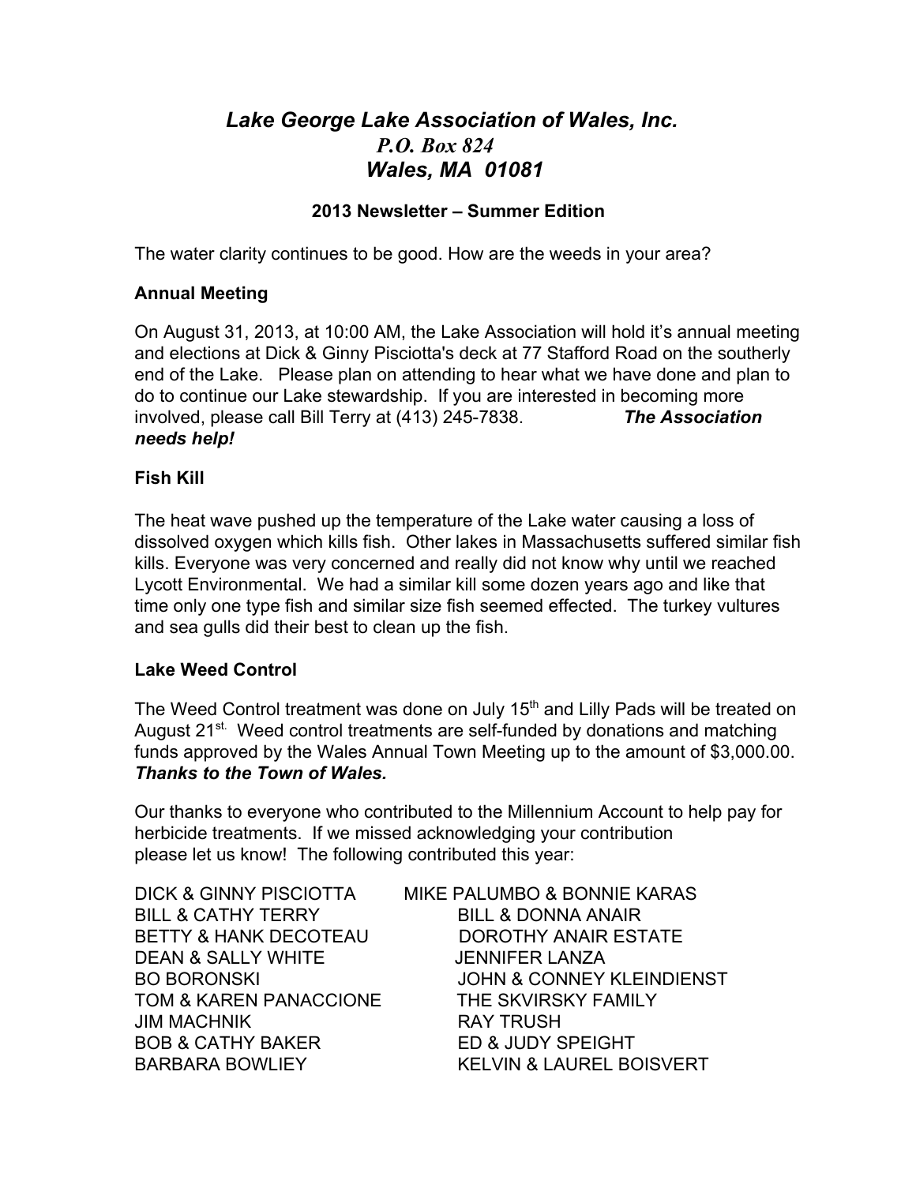# *Lake George Lake Association of Wales, Inc.*

***P.O. Box 824***

***Wales, MA 01081***

**2013 Newsletter – Summer Edition**

The water clarity continues to be good. How are the weeds in your area?

**Annual Meeting**

On August 31, 2013, at 10:00 AM, the Lake Association will hold it's annual meeting and elections at Dick & Ginny Pisciotta's deck at 77 Stafford Road on the southerly end of the Lake. Please plan on attending to hear what we have done and plan to do to continue our Lake stewardship. If you are interested in becoming more involved, please call Bill Terry at (413) 245-7838. ***The Association needs help!***

**Fish Kill**

The heat wave pushed up the temperature of the Lake water causing a loss of dissolved oxygen which kills fish. Other lakes in Massachusetts suffered similar fish kills. Everyone was very concerned and really did not know why until we reached Lycott Environmental. We had a similar kill some dozen years ago and like that time only one type fish and similar size fish seemed effected. The turkey vultures and sea gulls did their best to clean up the fish.

**Lake Weed Control**

The Weed Control treatment was done on July 15th and Lilly Pads will be treated on August 21st. Weed control treatments are self-funded by donations and matching funds approved by the Wales Annual Town Meeting up to the amount of $3,000.00. ***Thanks to the Town of Wales.***

Our thanks to everyone who contributed to the Millennium Account to help pay for herbicide treatments. If we missed acknowledging your contribution please let us know! The following contributed this year:

DICK & GINNY PISCIOTTA
BILL & CATHY TERRY
BETTY & HANK DECOTEAU
DEAN & SALLY WHITE
BO BORONSKI
TOM & KAREN PANACCIONE
JIM MACHNIK
BOB & CATHY BAKER
BARBARA BOWLIEY
MIKE PALUMBO & BONNIE KARAS
BILL & DONNA ANAIR
DOROTHY ANAIR ESTATE
JENNIFER LANZA
JOHN & CONNEY KLEINDIENST
THE SKVIRSKY FAMILY
RAY TRUSH
ED & JUDY SPEIGHT
KELVIN & LAUREL BOISVERT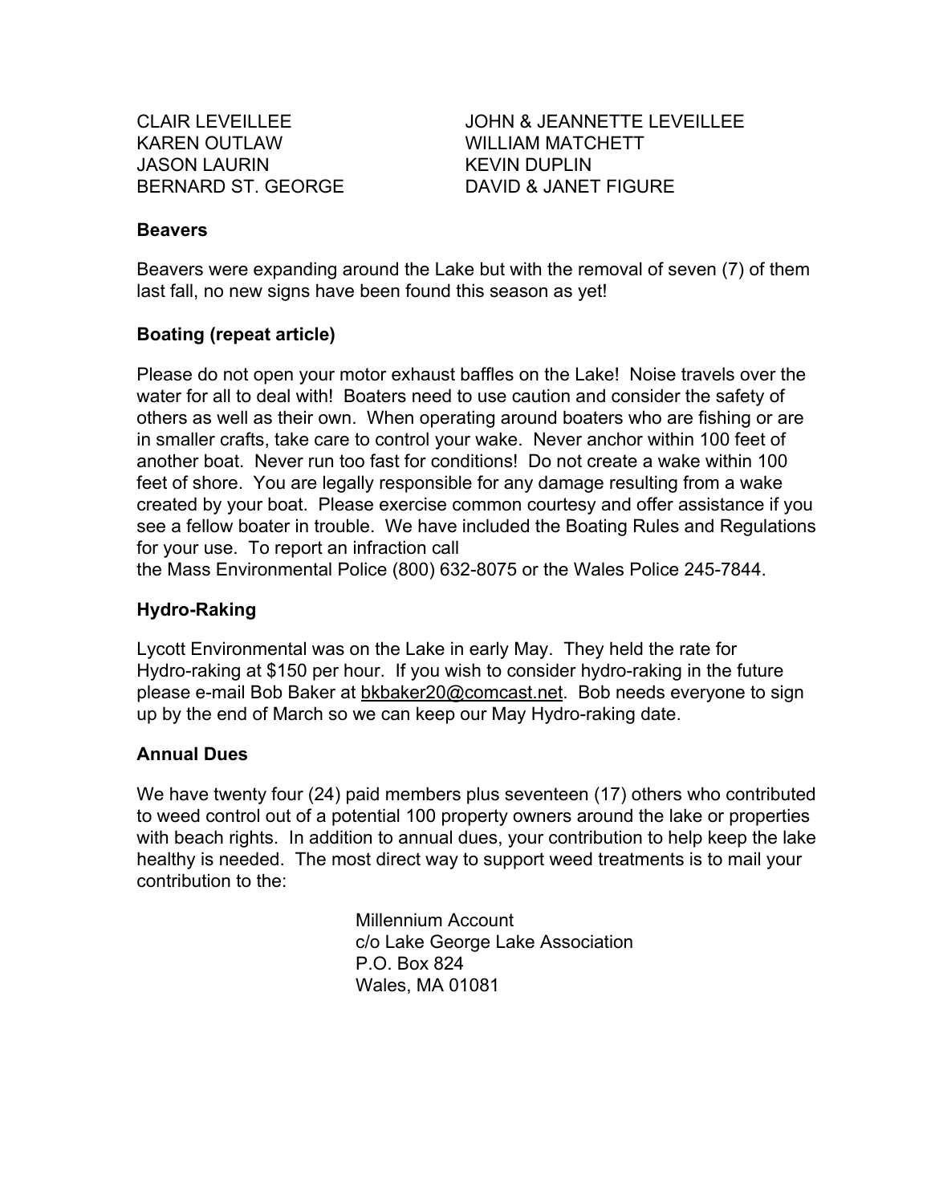CLAIR LEVEILLEE
KAREN OUTLAW
JASON LAURIN
BERNARD ST. GEORGE
JOHN & JEANNETTE LEVEILLEE
WILLIAM MATCHETT
KEVIN DUPLIN
DAVID & JANET FIGURE

**Beavers**

Beavers were expanding around the Lake but with the removal of seven (7) of them last fall, no new signs have been found this season as yet!

**Boating (repeat article)**

Please do not open your motor exhaust baffles on the Lake! Noise travels over the water for all to deal with! Boaters need to use caution and consider the safety of others as well as their own. When operating around boaters who are fishing or are in smaller crafts, take care to control your wake. Never anchor within 100 feet of another boat. Never run too fast for conditions! Do not create a wake within 100 feet of shore. You are legally responsible for any damage resulting from a wake created by your boat. Please exercise common courtesy and offer assistance if you see a fellow boater in trouble. We have included the Boating Rules and Regulations for your use. To report an infraction call
the Mass Environmental Police (800) 632-8075 or the Wales Police 245-7844.

**Hydro-Raking**

Lycott Environmental was on the Lake in early May. They held the rate for Hydro-raking at $150 per hour. If you wish to consider hydro-raking in the future please e-mail Bob Baker at bkbaker20@comcast.net. Bob needs everyone to sign up by the end of March so we can keep our May Hydro-raking date.

**Annual Dues**

We have twenty four (24) paid members plus seventeen (17) others who contributed to weed control out of a potential 100 property owners around the lake or properties with beach rights. In addition to annual dues, your contribution to help keep the lake healthy is needed. The most direct way to support weed treatments is to mail your contribution to the:

Millennium Account
c/o Lake George Lake Association
P.O. Box 824
Wales, MA 01081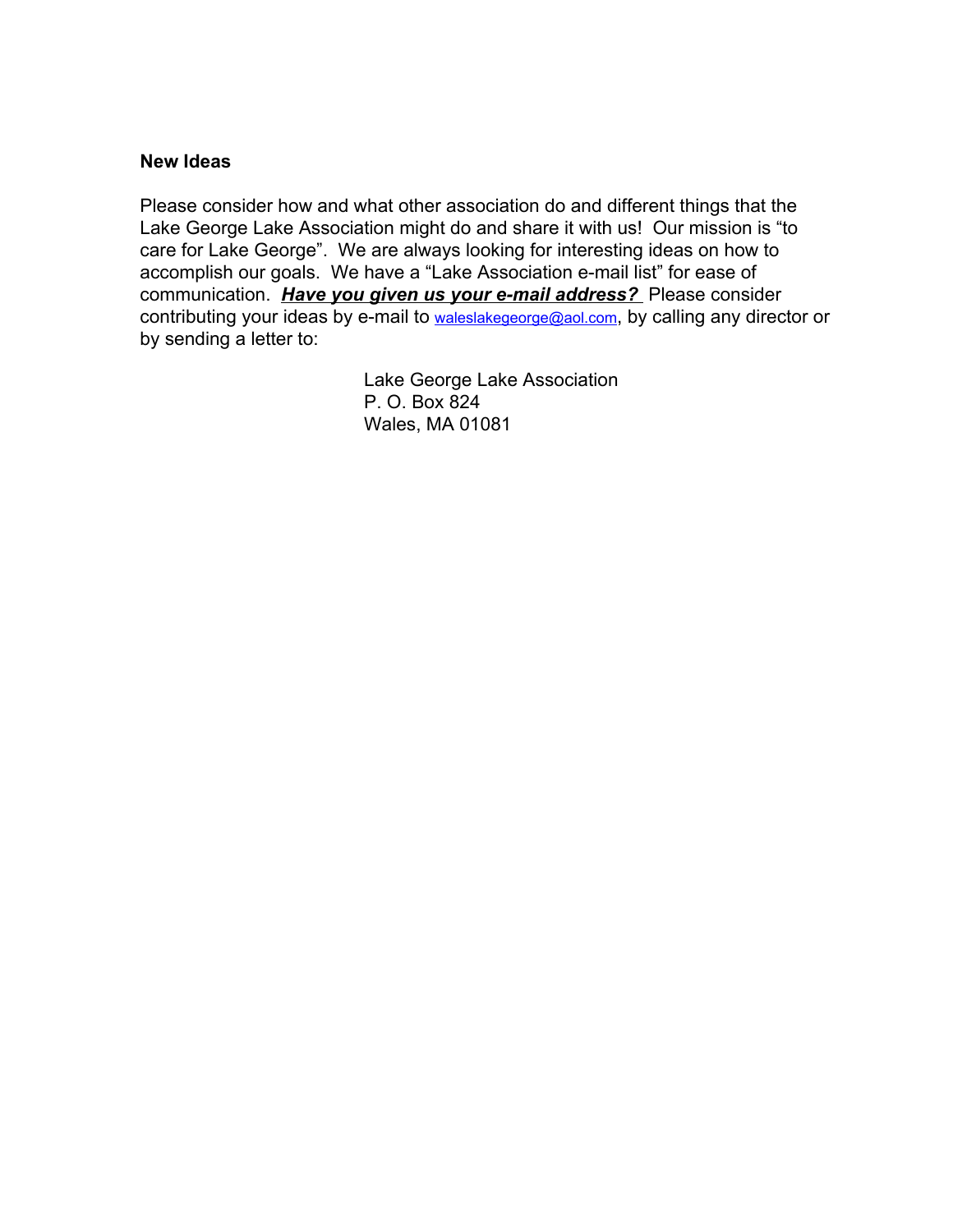**New Ideas**

Please consider how and what other association do and different things that the Lake George Lake Association might do and share it with us! Our mission is "to care for Lake George". We are always looking for interesting ideas on how to accomplish our goals. We have a "Lake Association e-mail list" for ease of communication. ***Have you given us your e-mail address?*** Please consider contributing your ideas by e-mail to waleslakegeorge@aol.com, by calling any director or by sending a letter to:

Lake George Lake Association
P. O. Box 824
Wales, MA 01081